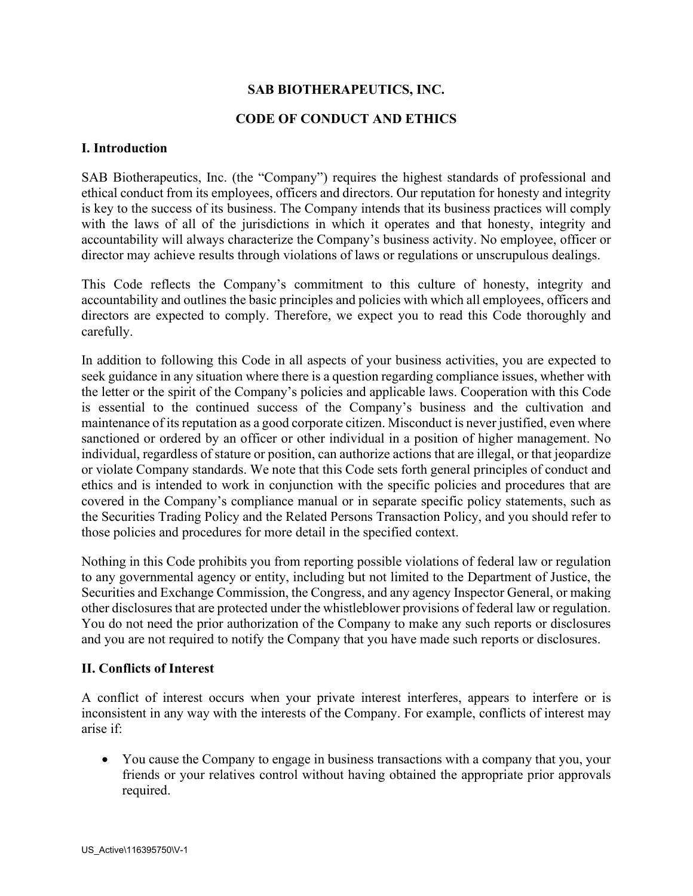# SAB BIOTHERAPEUTICS, INC.

## CODE OF CONDUCT AND ETHICS

### I. Introduction

SAB Biotherapeutics, Inc. (the "Company") requires the highest standards of professional and ethical conduct from its employees, officers and directors. Our reputation for honesty and integrity is key to the success of its business. The Company intends that its business practices will comply with the laws of all of the jurisdictions in which it operates and that honesty, integrity and accountability will always characterize the Company's business activity. No employee, officer or director may achieve results through violations of laws or regulations or unscrupulous dealings.

This Code reflects the Company's commitment to this culture of honesty, integrity and accountability and outlines the basic principles and policies with which all employees, officers and directors are expected to comply. Therefore, we expect you to read this Code thoroughly and carefully.

In addition to following this Code in all aspects of your business activities, you are expected to seek guidance in any situation where there is a question regarding compliance issues, whether with the letter or the spirit of the Company's policies and applicable laws. Cooperation with this Code is essential to the continued success of the Company's business and the cultivation and maintenance of its reputation as a good corporate citizen. Misconduct is never justified, even where sanctioned or ordered by an officer or other individual in a position of higher management. No individual, regardless of stature or position, can authorize actions that are illegal, or that jeopardize or violate Company standards. We note that this Code sets forth general principles of conduct and ethics and is intended to work in conjunction with the specific policies and procedures that are covered in the Company's compliance manual or in separate specific policy statements, such as the Securities Trading Policy and the Related Persons Transaction Policy, and you should refer to those policies and procedures for more detail in the specified context.

Nothing in this Code prohibits you from reporting possible violations of federal law or regulation to any governmental agency or entity, including but not limited to the Department of Justice, the Securities and Exchange Commission, the Congress, and any agency Inspector General, or making other disclosures that are protected under the whistleblower provisions of federal law or regulation. You do not need the prior authorization of the Company to make any such reports or disclosures and you are not required to notify the Company that you have made such reports or disclosures.

### II. Conflicts of Interest

A conflict of interest occurs when your private interest interferes, appears to interfere or is inconsistent in any way with the interests of the Company. For example, conflicts of interest may arise if:

- You cause the Company to engage in business transactions with a company that you, your friends or your relatives control without having obtained the appropriate prior approvals required.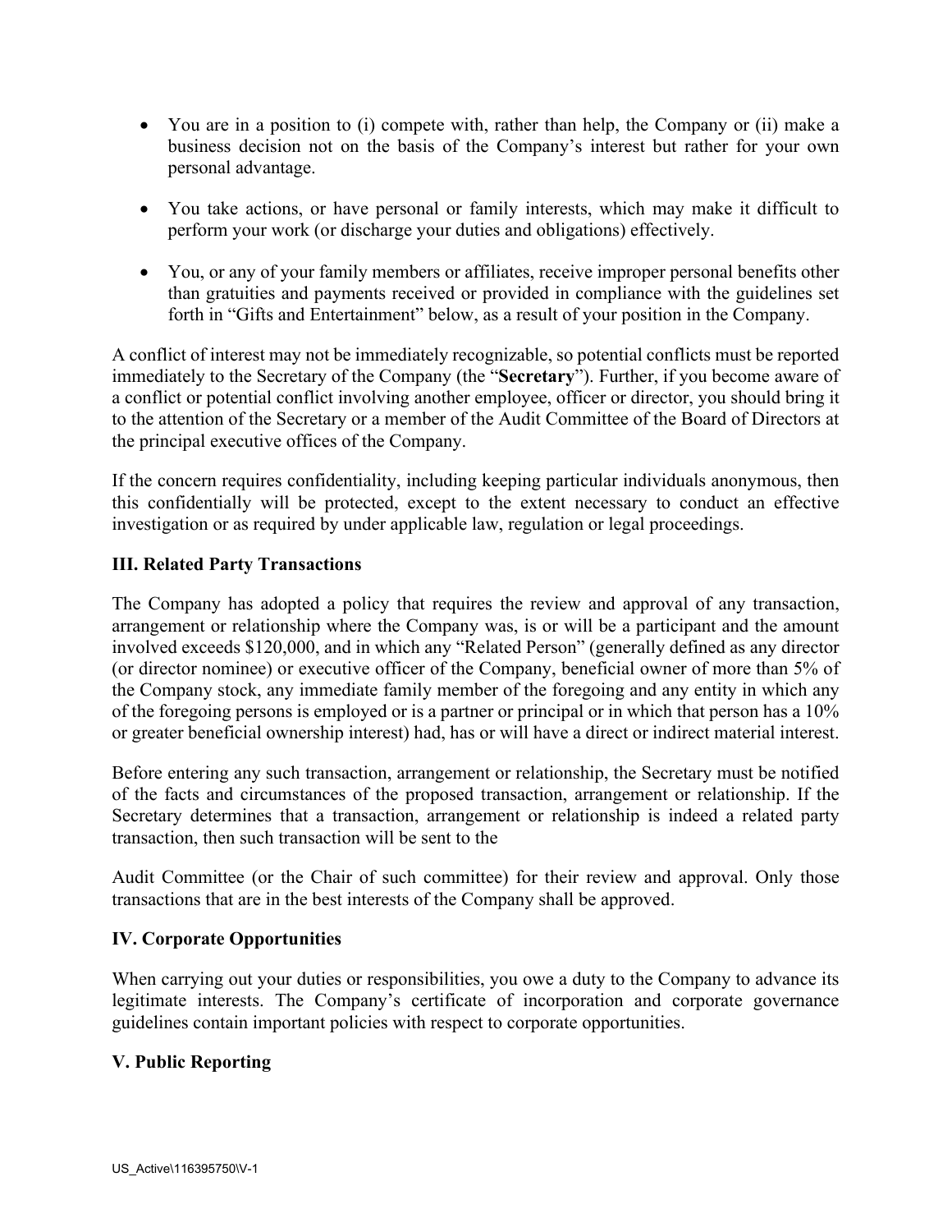- You are in a position to (i) compete with, rather than help, the Company or (ii) make a business decision not on the basis of the Company's interest but rather for your own personal advantage.

- You take actions, or have personal or family interests, which may make it difficult to perform your work (or discharge your duties and obligations) effectively.

- You, or any of your family members or affiliates, receive improper personal benefits other than gratuities and payments received or provided in compliance with the guidelines set forth in "Gifts and Entertainment" below, as a result of your position in the Company.

A conflict of interest may not be immediately recognizable, so potential conflicts must be reported immediately to the Secretary of the Company (the "**Secretary**"). Further, if you become aware of a conflict or potential conflict involving another employee, officer or director, you should bring it to the attention of the Secretary or a member of the Audit Committee of the Board of Directors at the principal executive offices of the Company.

If the concern requires confidentiality, including keeping particular individuals anonymous, then this confidentially will be protected, except to the extent necessary to conduct an effective investigation or as required by under applicable law, regulation or legal proceedings.

## III. Related Party Transactions

The Company has adopted a policy that requires the review and approval of any transaction, arrangement or relationship where the Company was, is or will be a participant and the amount involved exceeds $120,000, and in which any "Related Person" (generally defined as any director (or director nominee) or executive officer of the Company, beneficial owner of more than 5% of the Company stock, any immediate family member of the foregoing and any entity in which any of the foregoing persons is employed or is a partner or principal or in which that person has a 10% or greater beneficial ownership interest) had, has or will have a direct or indirect material interest.

Before entering any such transaction, arrangement or relationship, the Secretary must be notified of the facts and circumstances of the proposed transaction, arrangement or relationship. If the Secretary determines that a transaction, arrangement or relationship is indeed a related party transaction, then such transaction will be sent to the

Audit Committee (or the Chair of such committee) for their review and approval. Only those transactions that are in the best interests of the Company shall be approved.

## IV. Corporate Opportunities

When carrying out your duties or responsibilities, you owe a duty to the Company to advance its legitimate interests. The Company's certificate of incorporation and corporate governance guidelines contain important policies with respect to corporate opportunities.

## V. Public Reporting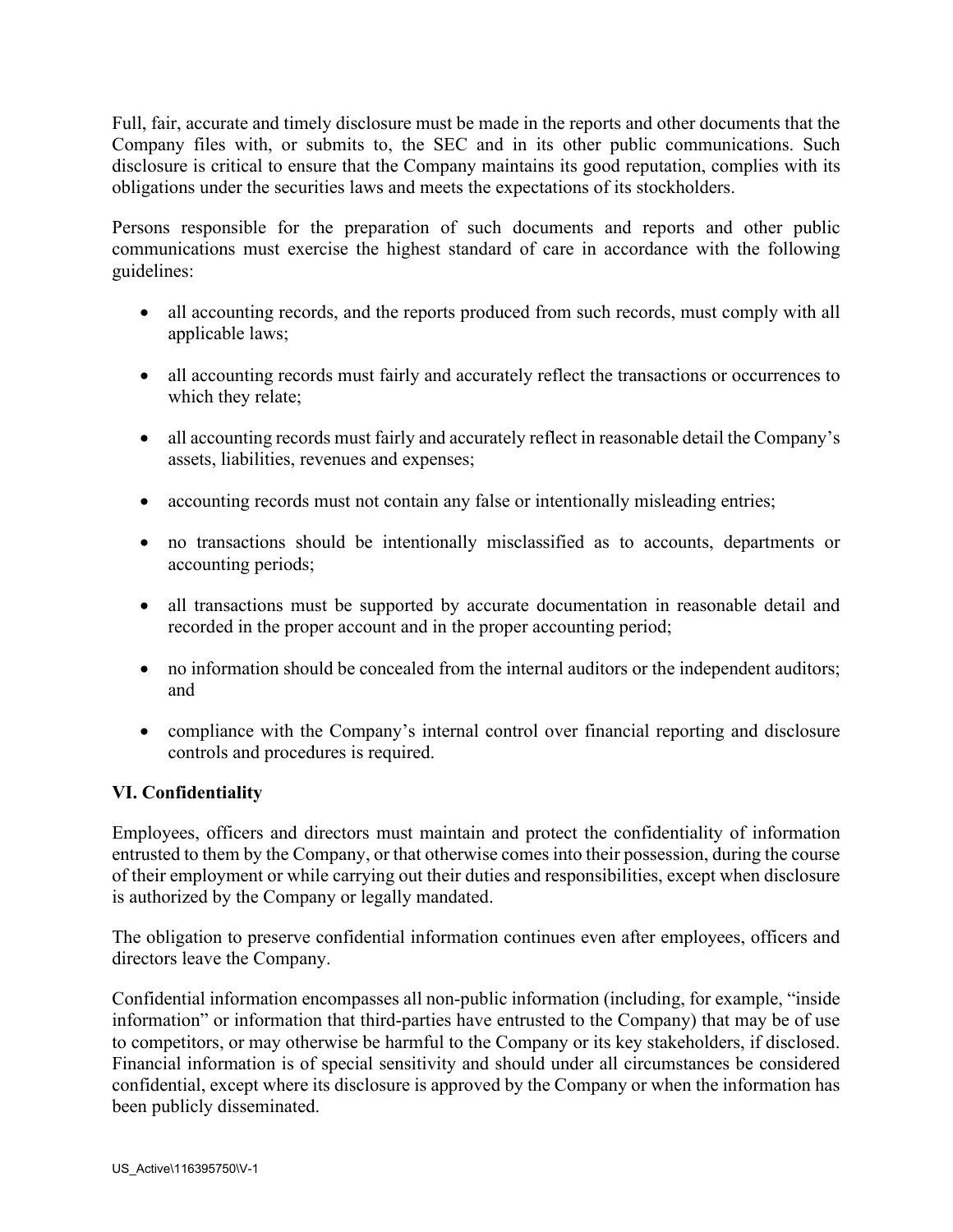Full, fair, accurate and timely disclosure must be made in the reports and other documents that the Company files with, or submits to, the SEC and in its other public communications. Such disclosure is critical to ensure that the Company maintains its good reputation, complies with its obligations under the securities laws and meets the expectations of its stockholders.

Persons responsible for the preparation of such documents and reports and other public communications must exercise the highest standard of care in accordance with the following guidelines:

- all accounting records, and the reports produced from such records, must comply with all applicable laws;
- all accounting records must fairly and accurately reflect the transactions or occurrences to which they relate;
- all accounting records must fairly and accurately reflect in reasonable detail the Company's assets, liabilities, revenues and expenses;
- accounting records must not contain any false or intentionally misleading entries;
- no transactions should be intentionally misclassified as to accounts, departments or accounting periods;
- all transactions must be supported by accurate documentation in reasonable detail and recorded in the proper account and in the proper accounting period;
- no information should be concealed from the internal auditors or the independent auditors; and
- compliance with the Company's internal control over financial reporting and disclosure controls and procedures is required.

## VI. Confidentiality

Employees, officers and directors must maintain and protect the confidentiality of information entrusted to them by the Company, or that otherwise comes into their possession, during the course of their employment or while carrying out their duties and responsibilities, except when disclosure is authorized by the Company or legally mandated.

The obligation to preserve confidential information continues even after employees, officers and directors leave the Company.

Confidential information encompasses all non-public information (including, for example, "inside information" or information that third-parties have entrusted to the Company) that may be of use to competitors, or may otherwise be harmful to the Company or its key stakeholders, if disclosed. Financial information is of special sensitivity and should under all circumstances be considered confidential, except where its disclosure is approved by the Company or when the information has been publicly disseminated.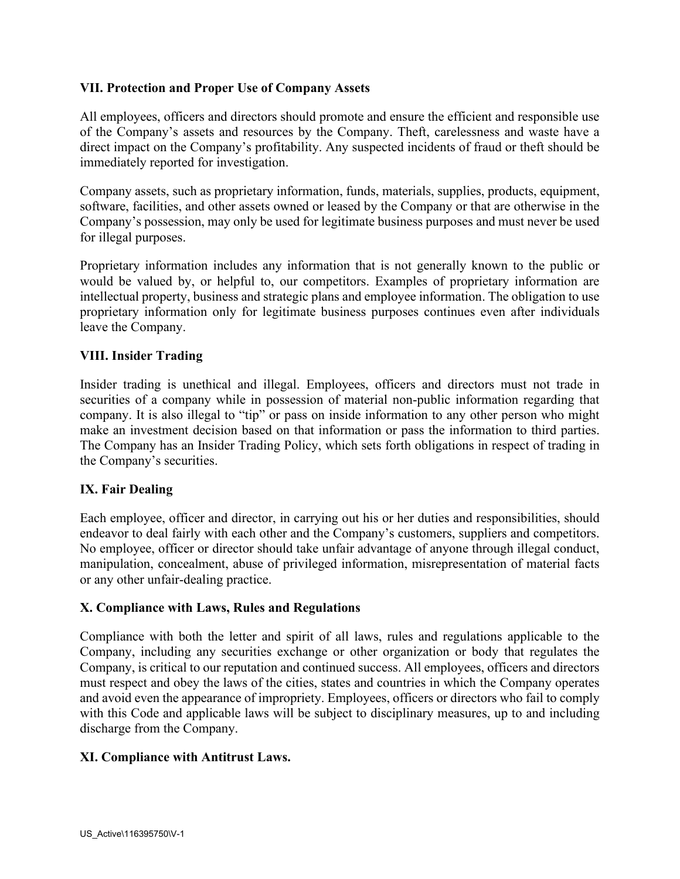## VII. Protection and Proper Use of Company Assets

All employees, officers and directors should promote and ensure the efficient and responsible use of the Company's assets and resources by the Company. Theft, carelessness and waste have a direct impact on the Company's profitability. Any suspected incidents of fraud or theft should be immediately reported for investigation.

Company assets, such as proprietary information, funds, materials, supplies, products, equipment, software, facilities, and other assets owned or leased by the Company or that are otherwise in the Company's possession, may only be used for legitimate business purposes and must never be used for illegal purposes.

Proprietary information includes any information that is not generally known to the public or would be valued by, or helpful to, our competitors. Examples of proprietary information are intellectual property, business and strategic plans and employee information. The obligation to use proprietary information only for legitimate business purposes continues even after individuals leave the Company.

## VIII. Insider Trading

Insider trading is unethical and illegal. Employees, officers and directors must not trade in securities of a company while in possession of material non-public information regarding that company. It is also illegal to "tip" or pass on inside information to any other person who might make an investment decision based on that information or pass the information to third parties. The Company has an Insider Trading Policy, which sets forth obligations in respect of trading in the Company's securities.

## IX. Fair Dealing

Each employee, officer and director, in carrying out his or her duties and responsibilities, should endeavor to deal fairly with each other and the Company's customers, suppliers and competitors. No employee, officer or director should take unfair advantage of anyone through illegal conduct, manipulation, concealment, abuse of privileged information, misrepresentation of material facts or any other unfair-dealing practice.

## X. Compliance with Laws, Rules and Regulations

Compliance with both the letter and spirit of all laws, rules and regulations applicable to the Company, including any securities exchange or other organization or body that regulates the Company, is critical to our reputation and continued success. All employees, officers and directors must respect and obey the laws of the cities, states and countries in which the Company operates and avoid even the appearance of impropriety. Employees, officers or directors who fail to comply with this Code and applicable laws will be subject to disciplinary measures, up to and including discharge from the Company.

## XI. Compliance with Antitrust Laws.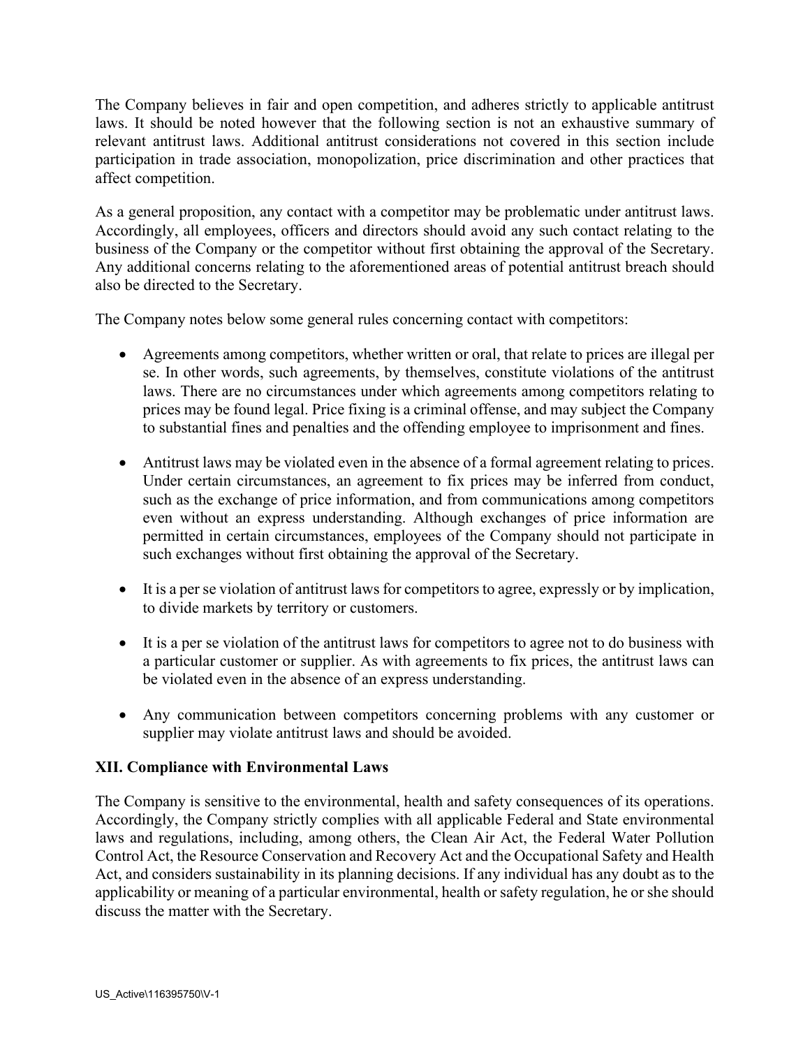The Company believes in fair and open competition, and adheres strictly to applicable antitrust laws. It should be noted however that the following section is not an exhaustive summary of relevant antitrust laws. Additional antitrust considerations not covered in this section include participation in trade association, monopolization, price discrimination and other practices that affect competition.

As a general proposition, any contact with a competitor may be problematic under antitrust laws. Accordingly, all employees, officers and directors should avoid any such contact relating to the business of the Company or the competitor without first obtaining the approval of the Secretary. Any additional concerns relating to the aforementioned areas of potential antitrust breach should also be directed to the Secretary.

The Company notes below some general rules concerning contact with competitors:

- Agreements among competitors, whether written or oral, that relate to prices are illegal per se. In other words, such agreements, by themselves, constitute violations of the antitrust laws. There are no circumstances under which agreements among competitors relating to prices may be found legal. Price fixing is a criminal offense, and may subject the Company to substantial fines and penalties and the offending employee to imprisonment and fines.

- Antitrust laws may be violated even in the absence of a formal agreement relating to prices. Under certain circumstances, an agreement to fix prices may be inferred from conduct, such as the exchange of price information, and from communications among competitors even without an express understanding. Although exchanges of price information are permitted in certain circumstances, employees of the Company should not participate in such exchanges without first obtaining the approval of the Secretary.

- It is a per se violation of antitrust laws for competitors to agree, expressly or by implication, to divide markets by territory or customers.

- It is a per se violation of the antitrust laws for competitors to agree not to do business with a particular customer or supplier. As with agreements to fix prices, the antitrust laws can be violated even in the absence of an express understanding.

- Any communication between competitors concerning problems with any customer or supplier may violate antitrust laws and should be avoided.

## XII. Compliance with Environmental Laws

The Company is sensitive to the environmental, health and safety consequences of its operations. Accordingly, the Company strictly complies with all applicable Federal and State environmental laws and regulations, including, among others, the Clean Air Act, the Federal Water Pollution Control Act, the Resource Conservation and Recovery Act and the Occupational Safety and Health Act, and considers sustainability in its planning decisions. If any individual has any doubt as to the applicability or meaning of a particular environmental, health or safety regulation, he or she should discuss the matter with the Secretary.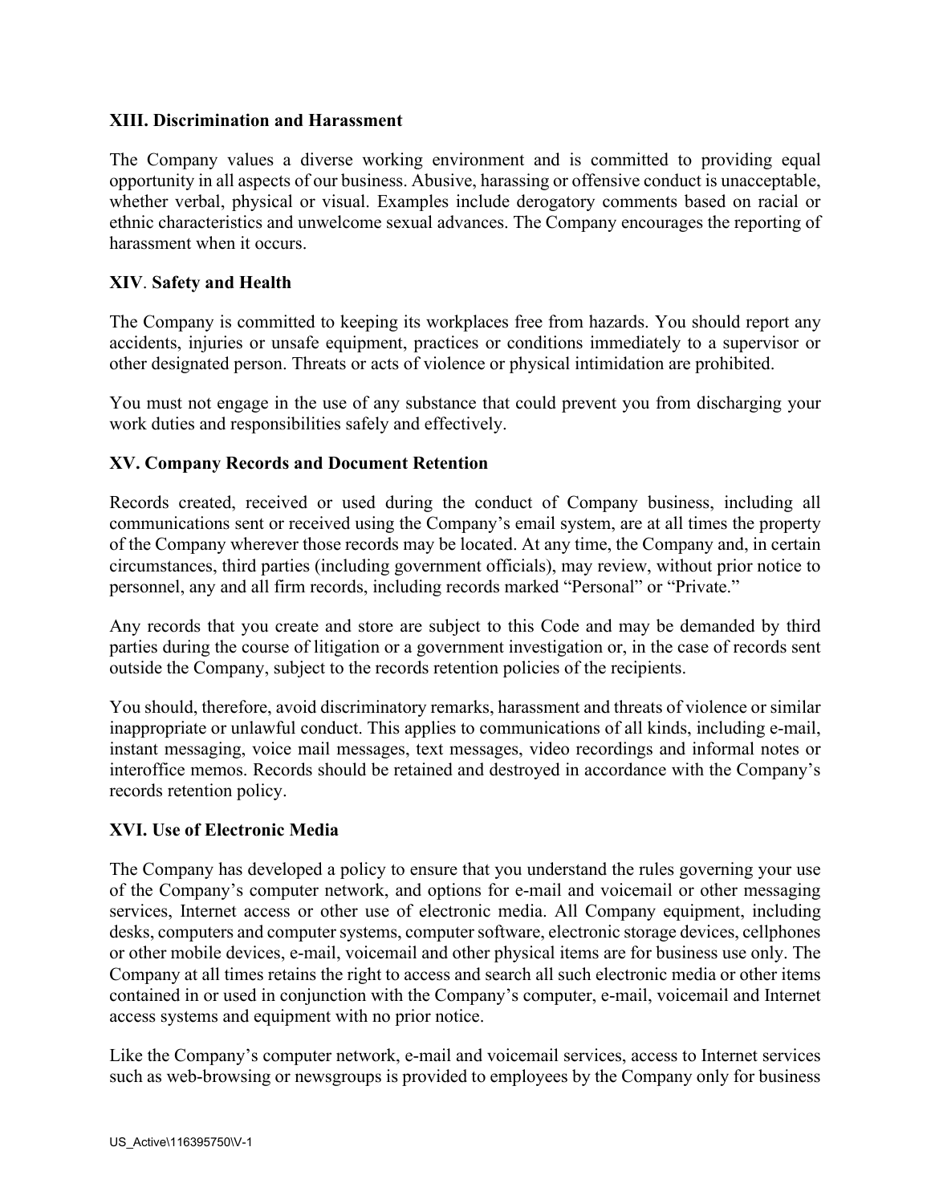**XIII. Discrimination and Harassment**

The Company values a diverse working environment and is committed to providing equal opportunity in all aspects of our business. Abusive, harassing or offensive conduct is unacceptable, whether verbal, physical or visual. Examples include derogatory comments based on racial or ethnic characteristics and unwelcome sexual advances. The Company encourages the reporting of harassment when it occurs.

**XIV**. **Safety and Health**

The Company is committed to keeping its workplaces free from hazards. You should report any accidents, injuries or unsafe equipment, practices or conditions immediately to a supervisor or other designated person. Threats or acts of violence or physical intimidation are prohibited.

You must not engage in the use of any substance that could prevent you from discharging your work duties and responsibilities safely and effectively.

**XV. Company Records and Document Retention**

Records created, received or used during the conduct of Company business, including all communications sent or received using the Company's email system, are at all times the property of the Company wherever those records may be located. At any time, the Company and, in certain circumstances, third parties (including government officials), may review, without prior notice to personnel, any and all firm records, including records marked "Personal" or "Private."

Any records that you create and store are subject to this Code and may be demanded by third parties during the course of litigation or a government investigation or, in the case of records sent outside the Company, subject to the records retention policies of the recipients.

You should, therefore, avoid discriminatory remarks, harassment and threats of violence or similar inappropriate or unlawful conduct. This applies to communications of all kinds, including e-mail, instant messaging, voice mail messages, text messages, video recordings and informal notes or interoffice memos. Records should be retained and destroyed in accordance with the Company's records retention policy.

**XVI. Use of Electronic Media**

The Company has developed a policy to ensure that you understand the rules governing your use of the Company's computer network, and options for e-mail and voicemail or other messaging services, Internet access or other use of electronic media. All Company equipment, including desks, computers and computer systems, computer software, electronic storage devices, cellphones or other mobile devices, e-mail, voicemail and other physical items are for business use only. The Company at all times retains the right to access and search all such electronic media or other items contained in or used in conjunction with the Company's computer, e-mail, voicemail and Internet access systems and equipment with no prior notice.

Like the Company's computer network, e-mail and voicemail services, access to Internet services such as web-browsing or newsgroups is provided to employees by the Company only for business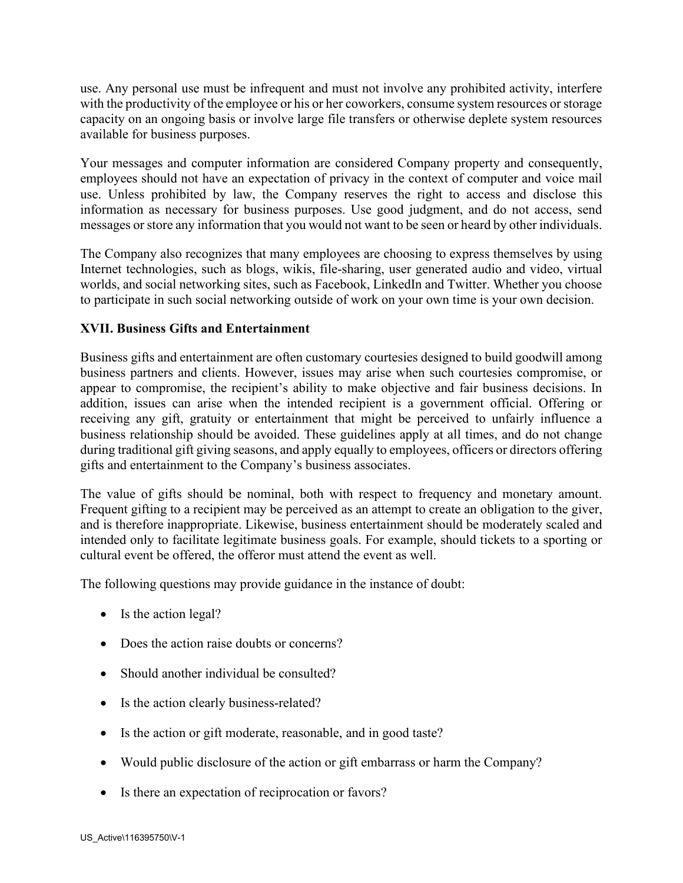use. Any personal use must be infrequent and must not involve any prohibited activity, interfere with the productivity of the employee or his or her coworkers, consume system resources or storage capacity on an ongoing basis or involve large file transfers or otherwise deplete system resources available for business purposes.

Your messages and computer information are considered Company property and consequently, employees should not have an expectation of privacy in the context of computer and voice mail use. Unless prohibited by law, the Company reserves the right to access and disclose this information as necessary for business purposes. Use good judgment, and do not access, send messages or store any information that you would not want to be seen or heard by other individuals.

The Company also recognizes that many employees are choosing to express themselves by using Internet technologies, such as blogs, wikis, file-sharing, user generated audio and video, virtual worlds, and social networking sites, such as Facebook, LinkedIn and Twitter. Whether you choose to participate in such social networking outside of work on your own time is your own decision.

## XVII. Business Gifts and Entertainment

Business gifts and entertainment are often customary courtesies designed to build goodwill among business partners and clients. However, issues may arise when such courtesies compromise, or appear to compromise, the recipient's ability to make objective and fair business decisions. In addition, issues can arise when the intended recipient is a government official. Offering or receiving any gift, gratuity or entertainment that might be perceived to unfairly influence a business relationship should be avoided. These guidelines apply at all times, and do not change during traditional gift giving seasons, and apply equally to employees, officers or directors offering gifts and entertainment to the Company's business associates.

The value of gifts should be nominal, both with respect to frequency and monetary amount. Frequent gifting to a recipient may be perceived as an attempt to create an obligation to the giver, and is therefore inappropriate. Likewise, business entertainment should be moderately scaled and intended only to facilitate legitimate business goals. For example, should tickets to a sporting or cultural event be offered, the offeror must attend the event as well.

The following questions may provide guidance in the instance of doubt:

- Is the action legal?
- Does the action raise doubts or concerns?
- Should another individual be consulted?
- Is the action clearly business-related?
- Is the action or gift moderate, reasonable, and in good taste?
- Would public disclosure of the action or gift embarrass or harm the Company?
- Is there an expectation of reciprocation or favors?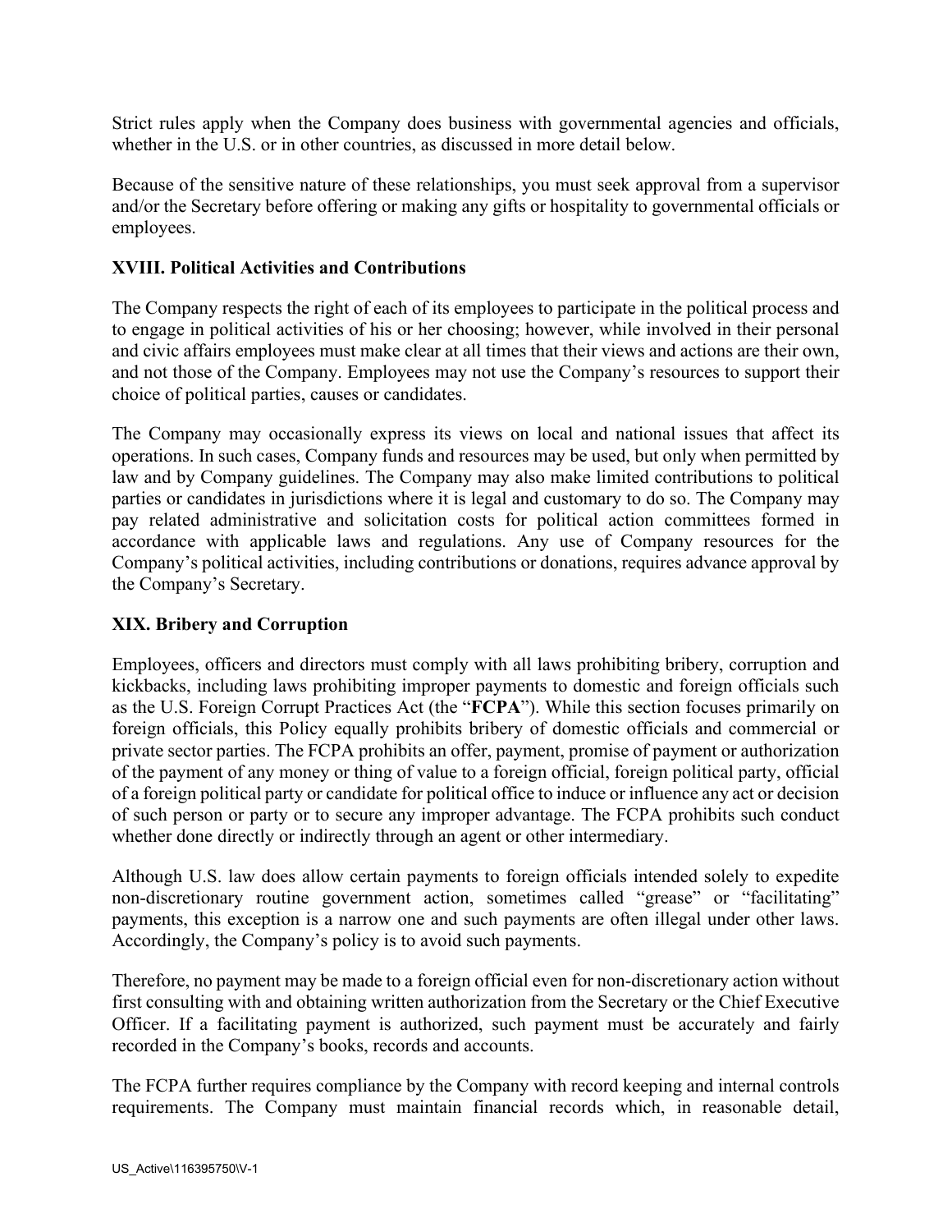Strict rules apply when the Company does business with governmental agencies and officials, whether in the U.S. or in other countries, as discussed in more detail below.

Because of the sensitive nature of these relationships, you must seek approval from a supervisor and/or the Secretary before offering or making any gifts or hospitality to governmental officials or employees.

### XVIII. Political Activities and Contributions

The Company respects the right of each of its employees to participate in the political process and to engage in political activities of his or her choosing; however, while involved in their personal and civic affairs employees must make clear at all times that their views and actions are their own, and not those of the Company. Employees may not use the Company's resources to support their choice of political parties, causes or candidates.

The Company may occasionally express its views on local and national issues that affect its operations. In such cases, Company funds and resources may be used, but only when permitted by law and by Company guidelines. The Company may also make limited contributions to political parties or candidates in jurisdictions where it is legal and customary to do so. The Company may pay related administrative and solicitation costs for political action committees formed in accordance with applicable laws and regulations. Any use of Company resources for the Company's political activities, including contributions or donations, requires advance approval by the Company's Secretary.

### XIX. Bribery and Corruption

Employees, officers and directors must comply with all laws prohibiting bribery, corruption and kickbacks, including laws prohibiting improper payments to domestic and foreign officials such as the U.S. Foreign Corrupt Practices Act (the "**FCPA**"). While this section focuses primarily on foreign officials, this Policy equally prohibits bribery of domestic officials and commercial or private sector parties. The FCPA prohibits an offer, payment, promise of payment or authorization of the payment of any money or thing of value to a foreign official, foreign political party, official of a foreign political party or candidate for political office to induce or influence any act or decision of such person or party or to secure any improper advantage. The FCPA prohibits such conduct whether done directly or indirectly through an agent or other intermediary.

Although U.S. law does allow certain payments to foreign officials intended solely to expedite non-discretionary routine government action, sometimes called "grease" or "facilitating" payments, this exception is a narrow one and such payments are often illegal under other laws. Accordingly, the Company's policy is to avoid such payments.

Therefore, no payment may be made to a foreign official even for non-discretionary action without first consulting with and obtaining written authorization from the Secretary or the Chief Executive Officer. If a facilitating payment is authorized, such payment must be accurately and fairly recorded in the Company's books, records and accounts.

The FCPA further requires compliance by the Company with record keeping and internal controls requirements. The Company must maintain financial records which, in reasonable detail,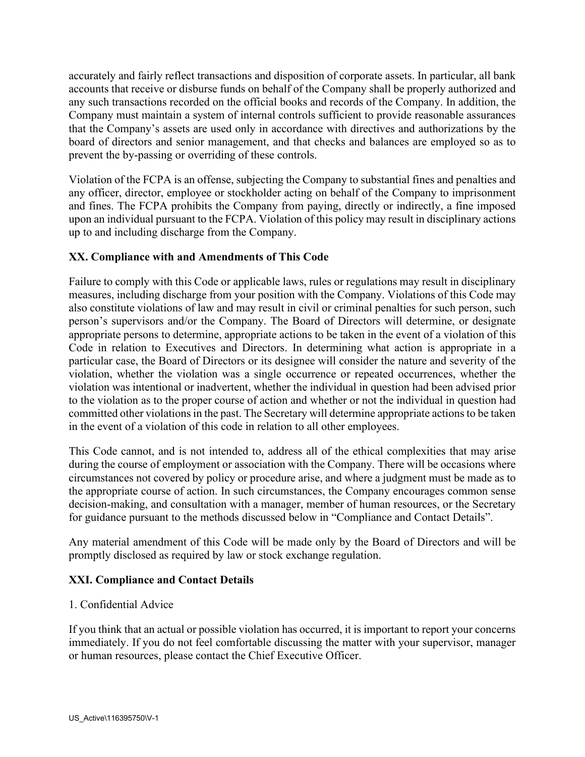accurately and fairly reflect transactions and disposition of corporate assets. In particular, all bank accounts that receive or disburse funds on behalf of the Company shall be properly authorized and any such transactions recorded on the official books and records of the Company. In addition, the Company must maintain a system of internal controls sufficient to provide reasonable assurances that the Company's assets are used only in accordance with directives and authorizations by the board of directors and senior management, and that checks and balances are employed so as to prevent the by-passing or overriding of these controls.

Violation of the FCPA is an offense, subjecting the Company to substantial fines and penalties and any officer, director, employee or stockholder acting on behalf of the Company to imprisonment and fines. The FCPA prohibits the Company from paying, directly or indirectly, a fine imposed upon an individual pursuant to the FCPA. Violation of this policy may result in disciplinary actions up to and including discharge from the Company.

## XX. Compliance with and Amendments of This Code

Failure to comply with this Code or applicable laws, rules or regulations may result in disciplinary measures, including discharge from your position with the Company. Violations of this Code may also constitute violations of law and may result in civil or criminal penalties for such person, such person's supervisors and/or the Company. The Board of Directors will determine, or designate appropriate persons to determine, appropriate actions to be taken in the event of a violation of this Code in relation to Executives and Directors. In determining what action is appropriate in a particular case, the Board of Directors or its designee will consider the nature and severity of the violation, whether the violation was a single occurrence or repeated occurrences, whether the violation was intentional or inadvertent, whether the individual in question had been advised prior to the violation as to the proper course of action and whether or not the individual in question had committed other violations in the past. The Secretary will determine appropriate actions to be taken in the event of a violation of this code in relation to all other employees.

This Code cannot, and is not intended to, address all of the ethical complexities that may arise during the course of employment or association with the Company. There will be occasions where circumstances not covered by policy or procedure arise, and where a judgment must be made as to the appropriate course of action. In such circumstances, the Company encourages common sense decision-making, and consultation with a manager, member of human resources, or the Secretary for guidance pursuant to the methods discussed below in "Compliance and Contact Details".

Any material amendment of this Code will be made only by the Board of Directors and will be promptly disclosed as required by law or stock exchange regulation.

## XXI. Compliance and Contact Details

1. Confidential Advice

If you think that an actual or possible violation has occurred, it is important to report your concerns immediately. If you do not feel comfortable discussing the matter with your supervisor, manager or human resources, please contact the Chief Executive Officer.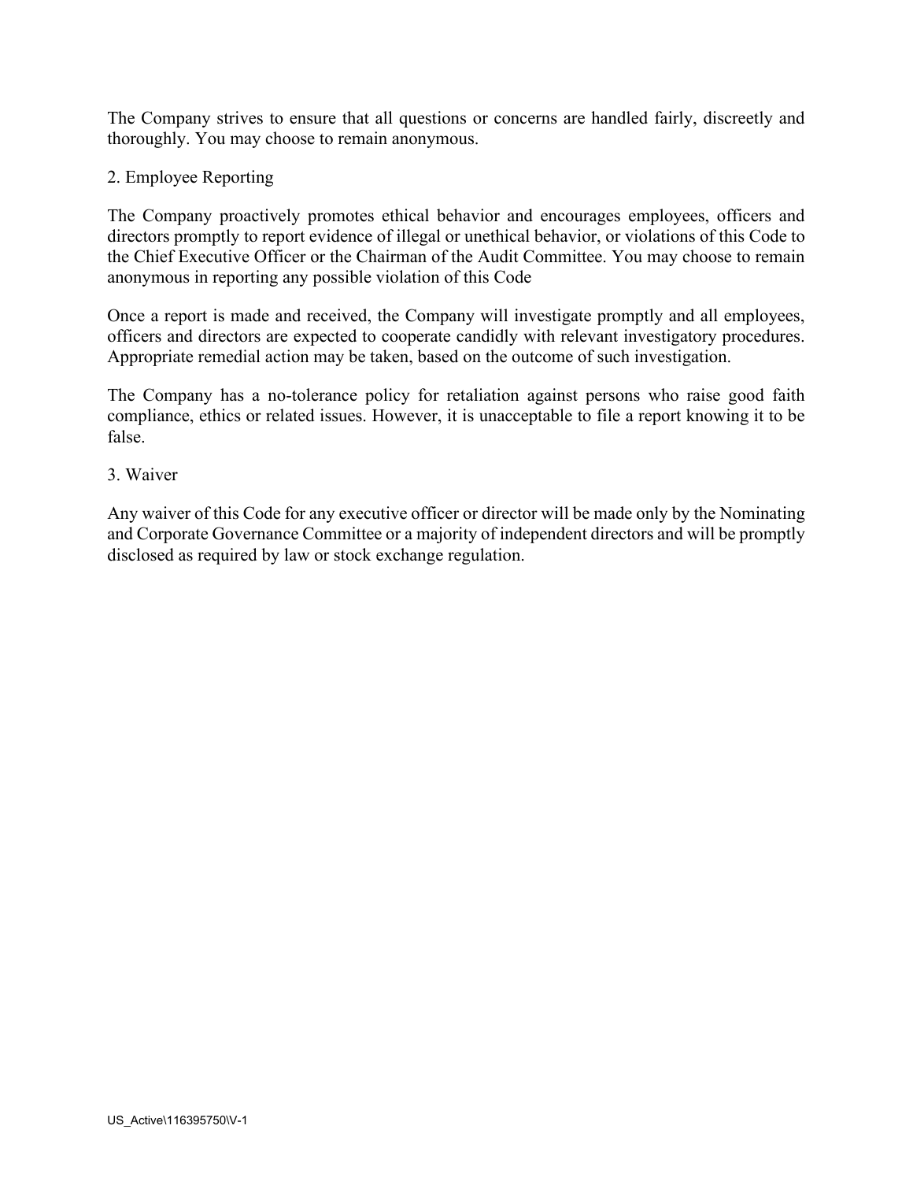The Company strives to ensure that all questions or concerns are handled fairly, discreetly and thoroughly. You may choose to remain anonymous.

## 2. Employee Reporting

The Company proactively promotes ethical behavior and encourages employees, officers and directors promptly to report evidence of illegal or unethical behavior, or violations of this Code to the Chief Executive Officer or the Chairman of the Audit Committee. You may choose to remain anonymous in reporting any possible violation of this Code

Once a report is made and received, the Company will investigate promptly and all employees, officers and directors are expected to cooperate candidly with relevant investigatory procedures. Appropriate remedial action may be taken, based on the outcome of such investigation.

The Company has a no-tolerance policy for retaliation against persons who raise good faith compliance, ethics or related issues. However, it is unacceptable to file a report knowing it to be false.

## 3. Waiver

Any waiver of this Code for any executive officer or director will be made only by the Nominating and Corporate Governance Committee or a majority of independent directors and will be promptly disclosed as required by law or stock exchange regulation.